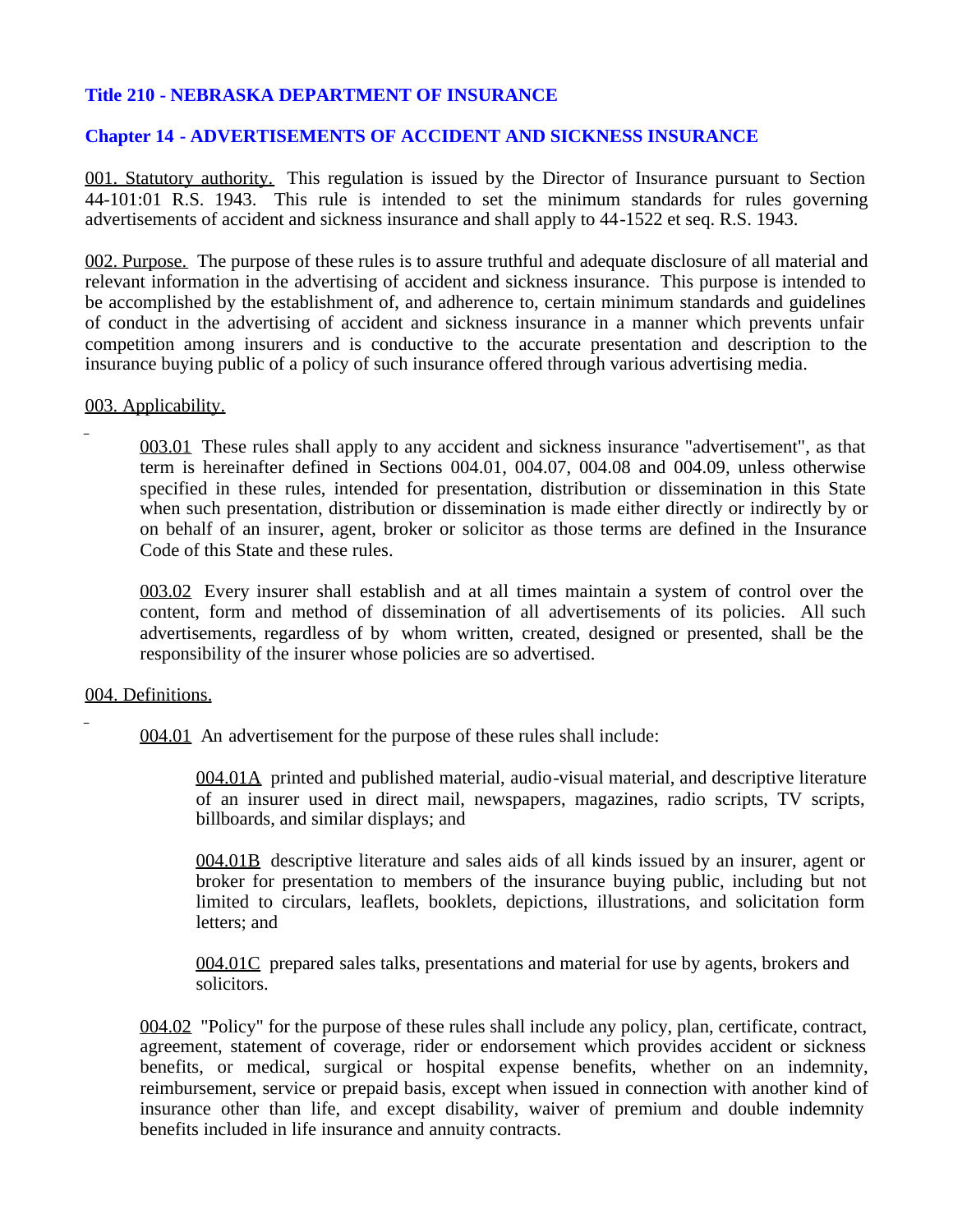# Title 210 - NEBRASKA DEPARTMENT OF INSURANCE

## Chapter 14 - ADVERTISEMENTS OF ACCIDENT AND SICKNESS INSURANCE

001. Statutory authority. This regulation is issued by the Director of Insurance pursuant to Section 44-101:01 R.S. 1943. This rule is intended to set the minimum standards for rules governing advertisements of accident and sickness insurance and shall apply to 44-1522 et seq. R.S. 1943.

002. Purpose. The purpose of these rules is to assure truthful and adequate disclosure of all material and relevant information in the advertising of accident and sickness insurance. This purpose is intended to be accomplished by the establishment of, and adherence to, certain minimum standards and guidelines of conduct in the advertising of accident and sickness insurance in a manner which prevents unfair competition among insurers and is conductive to the accurate presentation and description to the insurance buying public of a policy of such insurance offered through various advertising media.

003. Applicability.

003.01 These rules shall apply to any accident and sickness insurance "advertisement", as that term is hereinafter defined in Sections 004.01, 004.07, 004.08 and 004.09, unless otherwise specified in these rules, intended for presentation, distribution or dissemination in this State when such presentation, distribution or dissemination is made either directly or indirectly by or on behalf of an insurer, agent, broker or solicitor as those terms are defined in the Insurance Code of this State and these rules.

003.02 Every insurer shall establish and at all times maintain a system of control over the content, form and method of dissemination of all advertisements of its policies. All such advertisements, regardless of by whom written, created, designed or presented, shall be the responsibility of the insurer whose policies are so advertised.

004. Definitions.

004.01 An advertisement for the purpose of these rules shall include:

004.01A printed and published material, audio-visual material, and descriptive literature of an insurer used in direct mail, newspapers, magazines, radio scripts, TV scripts, billboards, and similar displays; and

004.01B descriptive literature and sales aids of all kinds issued by an insurer, agent or broker for presentation to members of the insurance buying public, including but not limited to circulars, leaflets, booklets, depictions, illustrations, and solicitation form letters; and

004.01C prepared sales talks, presentations and material for use by agents, brokers and solicitors.

004.02 "Policy" for the purpose of these rules shall include any policy, plan, certificate, contract, agreement, statement of coverage, rider or endorsement which provides accident or sickness benefits, or medical, surgical or hospital expense benefits, whether on an indemnity, reimbursement, service or prepaid basis, except when issued in connection with another kind of insurance other than life, and except disability, waiver of premium and double indemnity benefits included in life insurance and annuity contracts.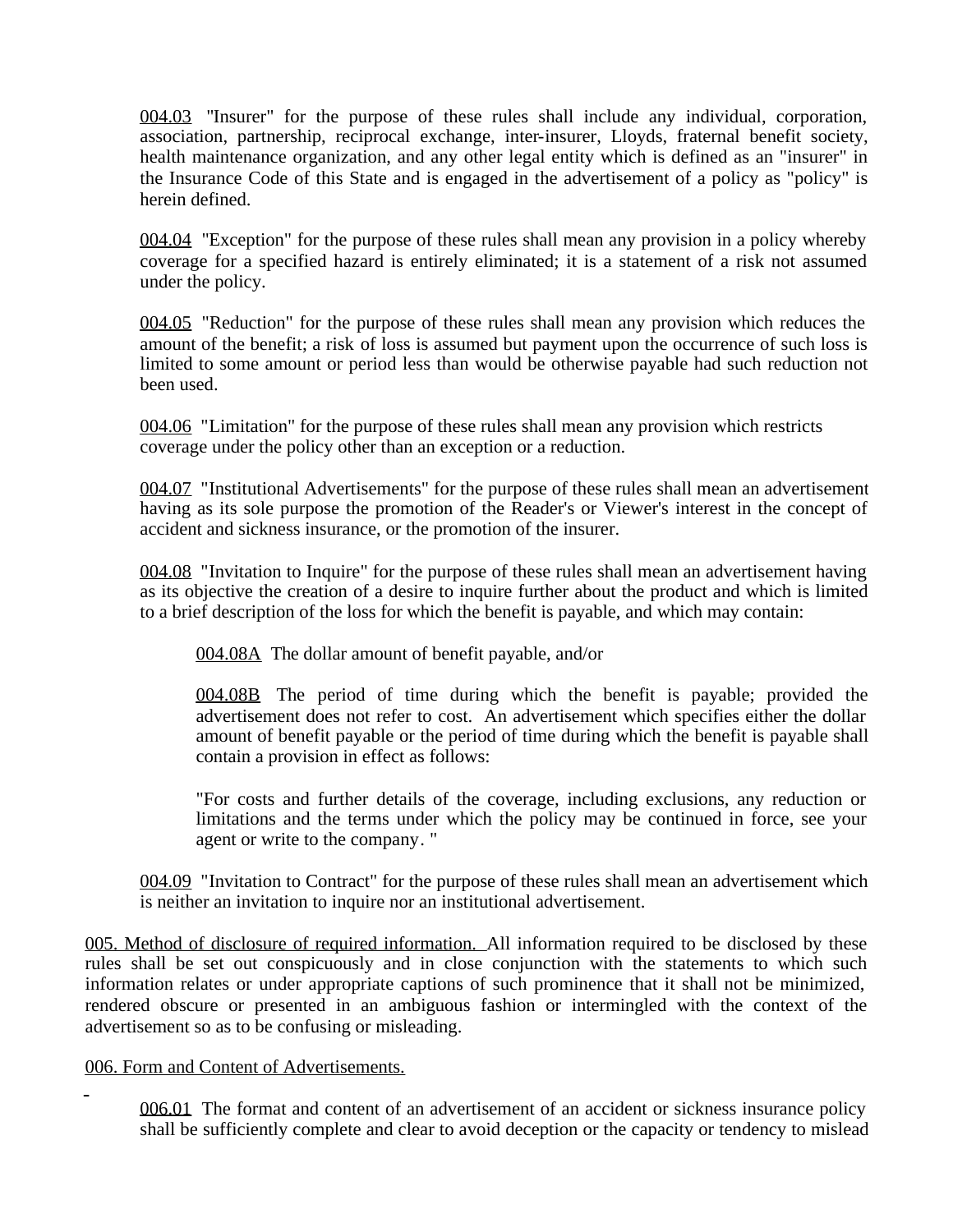004.03 "Insurer" for the purpose of these rules shall include any individual, corporation, association, partnership, reciprocal exchange, inter-insurer, Lloyds, fraternal benefit society, health maintenance organization, and any other legal entity which is defined as an "insurer" in the Insurance Code of this State and is engaged in the advertisement of a policy as "policy" is herein defined.

004.04 "Exception" for the purpose of these rules shall mean any provision in a policy whereby coverage for a specified hazard is entirely eliminated; it is a statement of a risk not assumed under the policy.

004.05 "Reduction" for the purpose of these rules shall mean any provision which reduces the amount of the benefit; a risk of loss is assumed but payment upon the occurrence of such loss is limited to some amount or period less than would be otherwise payable had such reduction not been used.

004.06 "Limitation" for the purpose of these rules shall mean any provision which restricts coverage under the policy other than an exception or a reduction.

004.07 "Institutional Advertisements" for the purpose of these rules shall mean an advertisement having as its sole purpose the promotion of the Reader's or Viewer's interest in the concept of accident and sickness insurance, or the promotion of the insurer.

004.08 "Invitation to Inquire" for the purpose of these rules shall mean an advertisement having as its objective the creation of a desire to inquire further about the product and which is limited to a brief description of the loss for which the benefit is payable, and which may contain:

004.08A The dollar amount of benefit payable, and/or

004.08B The period of time during which the benefit is payable; provided the advertisement does not refer to cost. An advertisement which specifies either the dollar amount of benefit payable or the period of time during which the benefit is payable shall contain a provision in effect as follows:

"For costs and further details of the coverage, including exclusions, any reduction or limitations and the terms under which the policy may be continued in force, see your agent or write to the company."

004.09 "Invitation to Contract" for the purpose of these rules shall mean an advertisement which is neither an invitation to inquire nor an institutional advertisement.

005. Method of disclosure of required information. All information required to be disclosed by these rules shall be set out conspicuously and in close conjunction with the statements to which such information relates or under appropriate captions of such prominence that it shall not be minimized, rendered obscure or presented in an ambiguous fashion or intermingled with the context of the advertisement so as to be confusing or misleading.

006. Form and Content of Advertisements.

006.01 The format and content of an advertisement of an accident or sickness insurance policy shall be sufficiently complete and clear to avoid deception or the capacity or tendency to mislead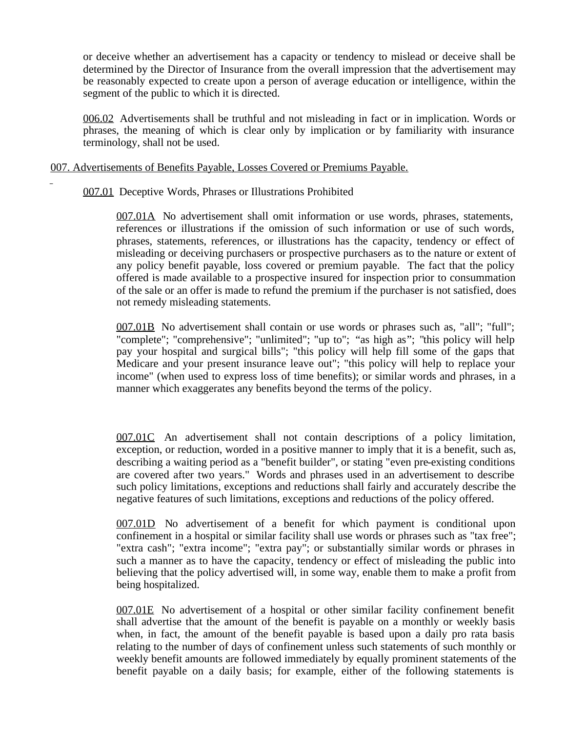or deceive whether an advertisement has a capacity or tendency to mislead or deceive shall be determined by the Director of Insurance from the overall impression that the advertisement may be reasonably expected to create upon a person of average education or intelligence, within the segment of the public to which it is directed.

006.02 Advertisements shall be truthful and not misleading in fact or in implication. Words or phrases, the meaning of which is clear only by implication or by familiarity with insurance terminology, shall not be used.

007. Advertisements of Benefits Payable, Losses Covered or Premiums Payable.

007.01 Deceptive Words, Phrases or Illustrations Prohibited

007.01A No advertisement shall omit information or use words, phrases, statements, references or illustrations if the omission of such information or use of such words, phrases, statements, references, or illustrations has the capacity, tendency or effect of misleading or deceiving purchasers or prospective purchasers as to the nature or extent of any policy benefit payable, loss covered or premium payable. The fact that the policy offered is made available to a prospective insured for inspection prior to consummation of the sale or an offer is made to refund the premium if the purchaser is not satisfied, does not remedy misleading statements.

007.01B No advertisement shall contain or use words or phrases such as, "all"; "full"; "complete"; "comprehensive"; "unlimited"; "up to"; "as high as"; "this policy will help pay your hospital and surgical bills"; "this policy will help fill some of the gaps that Medicare and your present insurance leave out"; "this policy will help to replace your income" (when used to express loss of time benefits); or similar words and phrases, in a manner which exaggerates any benefits beyond the terms of the policy.

007.01C An advertisement shall not contain descriptions of a policy limitation, exception, or reduction, worded in a positive manner to imply that it is a benefit, such as, describing a waiting period as a "benefit builder", or stating "even pre-existing conditions are covered after two years." Words and phrases used in an advertisement to describe such policy limitations, exceptions and reductions shall fairly and accurately describe the negative features of such limitations, exceptions and reductions of the policy offered.

007.01D No advertisement of a benefit for which payment is conditional upon confinement in a hospital or similar facility shall use words or phrases such as "tax free"; "extra cash"; "extra income"; "extra pay"; or substantially similar words or phrases in such a manner as to have the capacity, tendency or effect of misleading the public into believing that the policy advertised will, in some way, enable them to make a profit from being hospitalized.

007.01E No advertisement of a hospital or other similar facility confinement benefit shall advertise that the amount of the benefit is payable on a monthly or weekly basis when, in fact, the amount of the benefit payable is based upon a daily pro rata basis relating to the number of days of confinement unless such statements of such monthly or weekly benefit amounts are followed immediately by equally prominent statements of the benefit payable on a daily basis; for example, either of the following statements is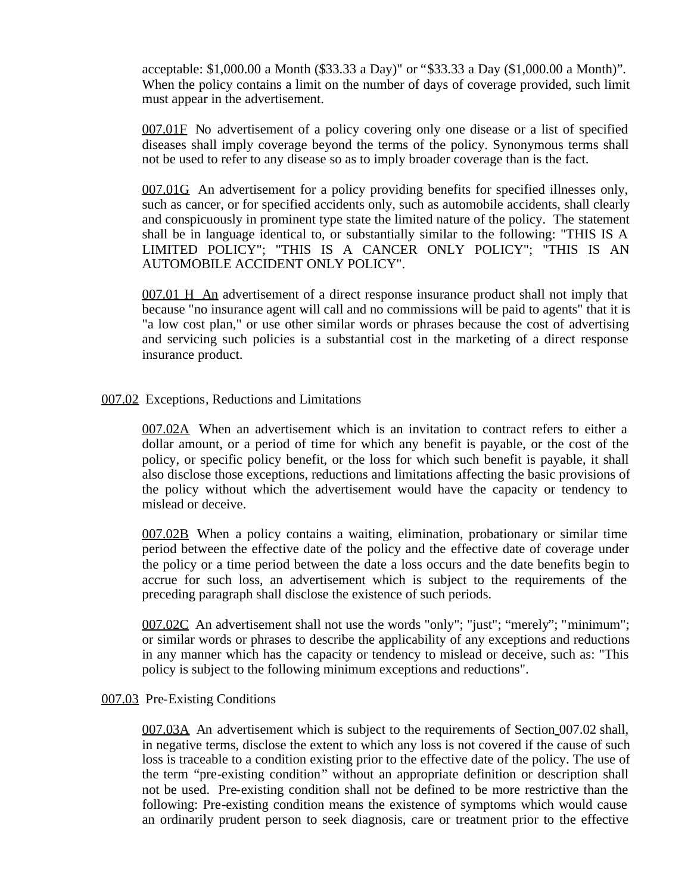acceptable: $1,000.00 a Month ($33.33 a Day)" or "$33.33 a Day ($1,000.00 a Month)". When the policy contains a limit on the number of days of coverage provided, such limit must appear in the advertisement.

007.01F No advertisement of a policy covering only one disease or a list of specified diseases shall imply coverage beyond the terms of the policy. Synonymous terms shall not be used to refer to any disease so as to imply broader coverage than is the fact.

007.01G An advertisement for a policy providing benefits for specified illnesses only, such as cancer, or for specified accidents only, such as automobile accidents, shall clearly and conspicuously in prominent type state the limited nature of the policy. The statement shall be in language identical to, or substantially similar to the following: "THIS IS A LIMITED POLICY"; "THIS IS A CANCER ONLY POLICY"; "THIS IS AN AUTOMOBILE ACCIDENT ONLY POLICY".

007.01 H An advertisement of a direct response insurance product shall not imply that because "no insurance agent will call and no commissions will be paid to agents" that it is "a low cost plan," or use other similar words or phrases because the cost of advertising and servicing such policies is a substantial cost in the marketing of a direct response insurance product.

007.02 Exceptions, Reductions and Limitations

007.02A When an advertisement which is an invitation to contract refers to either a dollar amount, or a period of time for which any benefit is payable, or the cost of the policy, or specific policy benefit, or the loss for which such benefit is payable, it shall also disclose those exceptions, reductions and limitations affecting the basic provisions of the policy without which the advertisement would have the capacity or tendency to mislead or deceive.

007.02B When a policy contains a waiting, elimination, probationary or similar time period between the effective date of the policy and the effective date of coverage under the policy or a time period between the date a loss occurs and the date benefits begin to accrue for such loss, an advertisement which is subject to the requirements of the preceding paragraph shall disclose the existence of such periods.

007.02C An advertisement shall not use the words "only"; "just"; "merely"; "minimum"; or similar words or phrases to describe the applicability of any exceptions and reductions in any manner which has the capacity or tendency to mislead or deceive, such as: "This policy is subject to the following minimum exceptions and reductions".

007.03 Pre-Existing Conditions

007.03A An advertisement which is subject to the requirements of Section 007.02 shall, in negative terms, disclose the extent to which any loss is not covered if the cause of such loss is traceable to a condition existing prior to the effective date of the policy. The use of the term "pre-existing condition" without an appropriate definition or description shall not be used. Pre-existing condition shall not be defined to be more restrictive than the following: Pre-existing condition means the existence of symptoms which would cause an ordinarily prudent person to seek diagnosis, care or treatment prior to the effective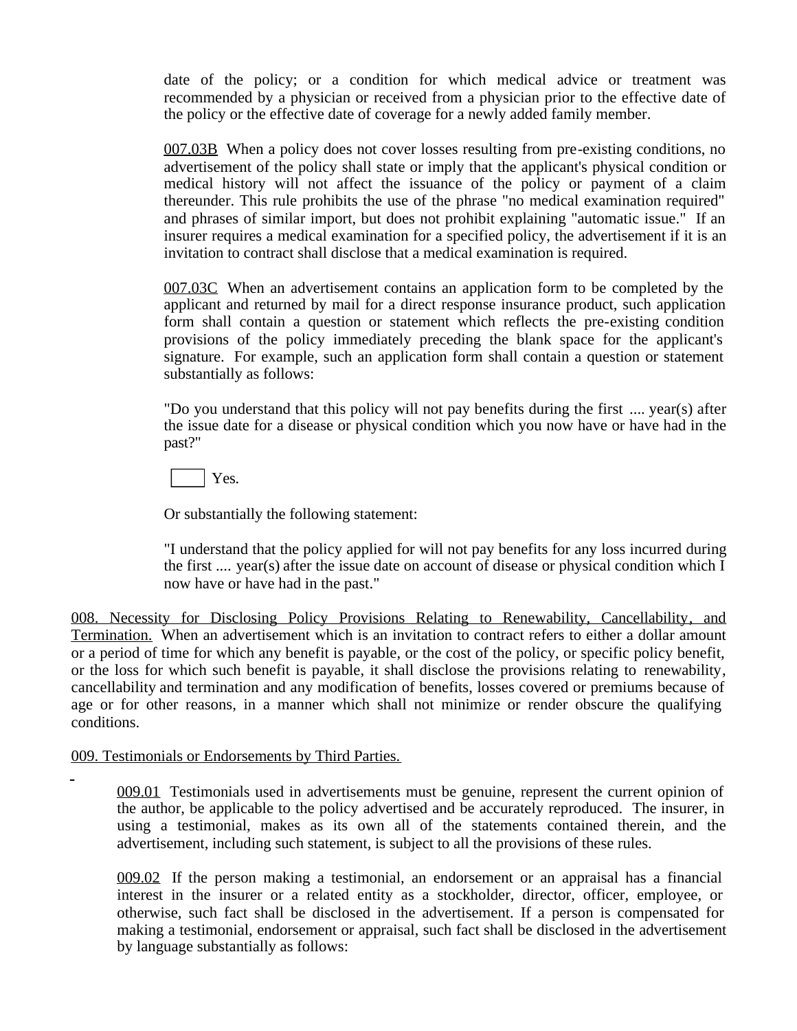date of the policy; or a condition for which medical advice or treatment was recommended by a physician or received from a physician prior to the effective date of the policy or the effective date of coverage for a newly added family member.

007.03B When a policy does not cover losses resulting from pre-existing conditions, no advertisement of the policy shall state or imply that the applicant's physical condition or medical history will not affect the issuance of the policy or payment of a claim thereunder. This rule prohibits the use of the phrase "no medical examination required" and phrases of similar import, but does not prohibit explaining "automatic issue." If an insurer requires a medical examination for a specified policy, the advertisement if it is an invitation to contract shall disclose that a medical examination is required.

007.03C When an advertisement contains an application form to be completed by the applicant and returned by mail for a direct response insurance product, such application form shall contain a question or statement which reflects the pre-existing condition provisions of the policy immediately preceding the blank space for the applicant's signature. For example, such an application form shall contain a question or statement substantially as follows:

"Do you understand that this policy will not pay benefits during the first .... year(s) after the issue date for a disease or physical condition which you now have or have had in the past?"

☐ Yes.

Or substantially the following statement:

"I understand that the policy applied for will not pay benefits for any loss incurred during the first .... year(s) after the issue date on account of disease or physical condition which I now have or have had in the past."

008. Necessity for Disclosing Policy Provisions Relating to Renewability, Cancellability, and Termination. When an advertisement which is an invitation to contract refers to either a dollar amount or a period of time for which any benefit is payable, or the cost of the policy, or specific policy benefit, or the loss for which such benefit is payable, it shall disclose the provisions relating to renewability, cancellability and termination and any modification of benefits, losses covered or premiums because of age or for other reasons, in a manner which shall not minimize or render obscure the qualifying conditions.

009. Testimonials or Endorsements by Third Parties.

009.01 Testimonials used in advertisements must be genuine, represent the current opinion of the author, be applicable to the policy advertised and be accurately reproduced. The insurer, in using a testimonial, makes as its own all of the statements contained therein, and the advertisement, including such statement, is subject to all the provisions of these rules.

009.02 If the person making a testimonial, an endorsement or an appraisal has a financial interest in the insurer or a related entity as a stockholder, director, officer, employee, or otherwise, such fact shall be disclosed in the advertisement. If a person is compensated for making a testimonial, endorsement or appraisal, such fact shall be disclosed in the advertisement by language substantially as follows: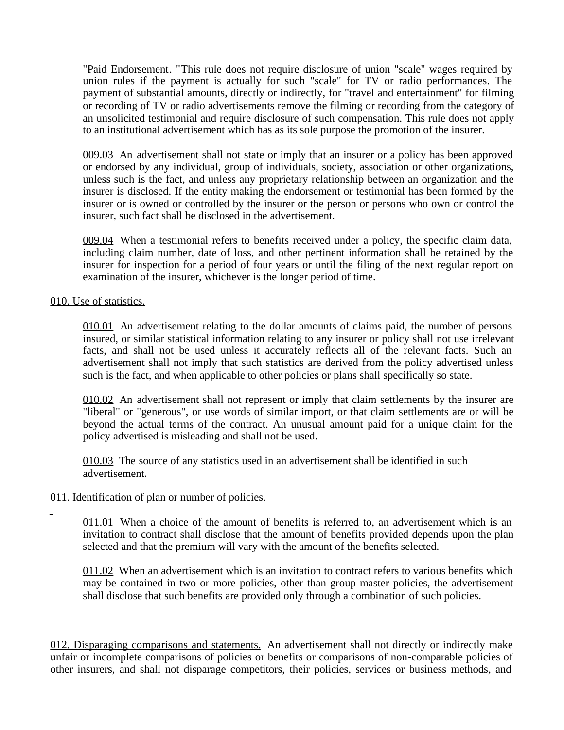"Paid Endorsement. "This rule does not require disclosure of union "scale" wages required by union rules if the payment is actually for such "scale" for TV or radio performances. The payment of substantial amounts, directly or indirectly, for "travel and entertainment" for filming or recording of TV or radio advertisements remove the filming or recording from the category of an unsolicited testimonial and require disclosure of such compensation. This rule does not apply to an institutional advertisement which has as its sole purpose the promotion of the insurer.

009.03 An advertisement shall not state or imply that an insurer or a policy has been approved or endorsed by any individual, group of individuals, society, association or other organizations, unless such is the fact, and unless any proprietary relationship between an organization and the insurer is disclosed. If the entity making the endorsement or testimonial has been formed by the insurer or is owned or controlled by the insurer or the person or persons who own or control the insurer, such fact shall be disclosed in the advertisement.

009.04 When a testimonial refers to benefits received under a policy, the specific claim data, including claim number, date of loss, and other pertinent information shall be retained by the insurer for inspection for a period of four years or until the filing of the next regular report on examination of the insurer, whichever is the longer period of time.

010. Use of statistics.

010.01 An advertisement relating to the dollar amounts of claims paid, the number of persons insured, or similar statistical information relating to any insurer or policy shall not use irrelevant facts, and shall not be used unless it accurately reflects all of the relevant facts. Such an advertisement shall not imply that such statistics are derived from the policy advertised unless such is the fact, and when applicable to other policies or plans shall specifically so state.

010.02 An advertisement shall not represent or imply that claim settlements by the insurer are "liberal" or "generous", or use words of similar import, or that claim settlements are or will be beyond the actual terms of the contract. An unusual amount paid for a unique claim for the policy advertised is misleading and shall not be used.

010.03 The source of any statistics used in an advertisement shall be identified in such advertisement.

011. Identification of plan or number of policies.

011.01 When a choice of the amount of benefits is referred to, an advertisement which is an invitation to contract shall disclose that the amount of benefits provided depends upon the plan selected and that the premium will vary with the amount of the benefits selected.

011.02 When an advertisement which is an invitation to contract refers to various benefits which may be contained in two or more policies, other than group master policies, the advertisement shall disclose that such benefits are provided only through a combination of such policies.

012. Disparaging comparisons and statements. An advertisement shall not directly or indirectly make unfair or incomplete comparisons of policies or benefits or comparisons of non-comparable policies of other insurers, and shall not disparage competitors, their policies, services or business methods, and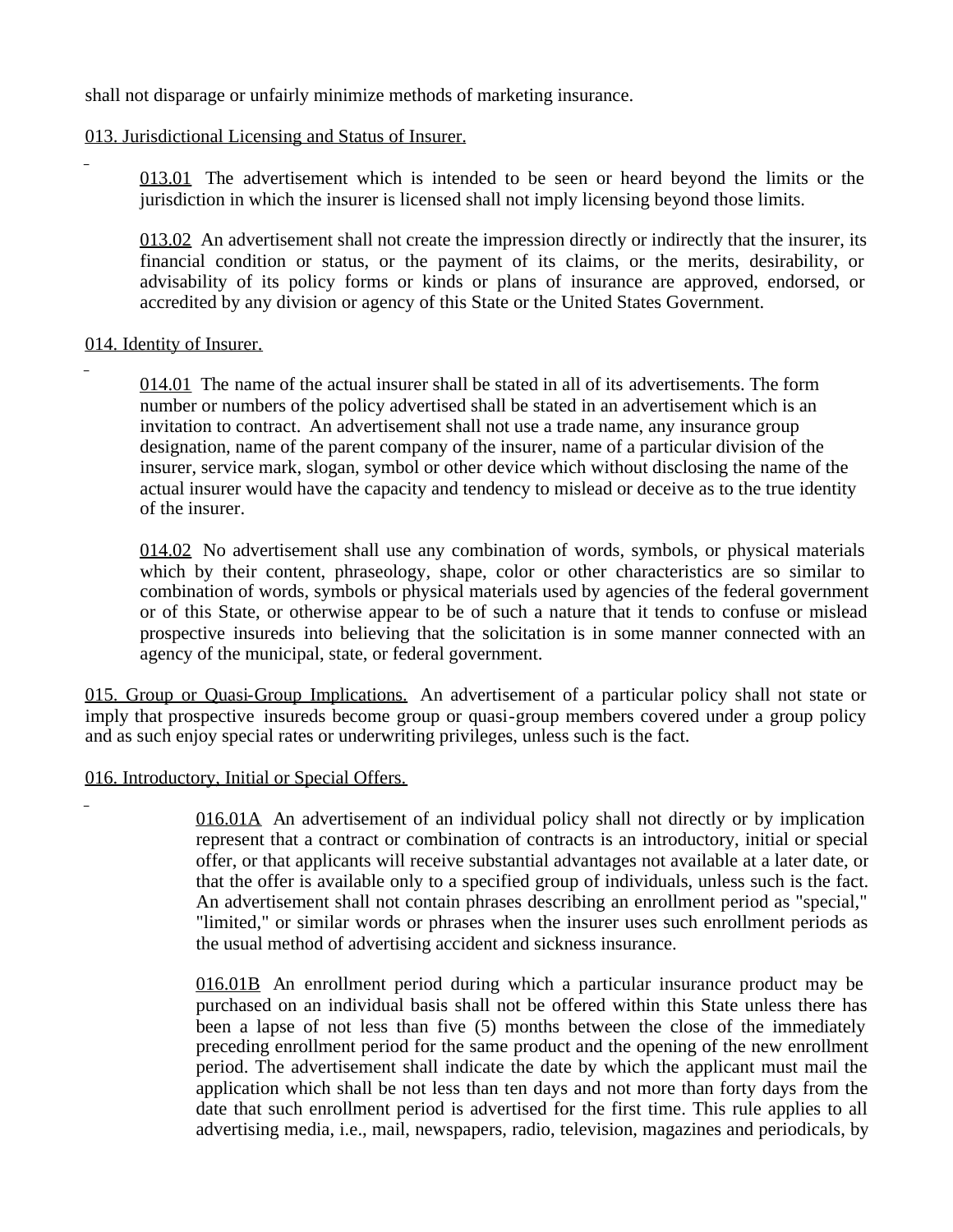shall not disparage or unfairly minimize methods of marketing insurance.

013. Jurisdictional Licensing and Status of Insurer.

013.01 The advertisement which is intended to be seen or heard beyond the limits or the jurisdiction in which the insurer is licensed shall not imply licensing beyond those limits.

013.02 An advertisement shall not create the impression directly or indirectly that the insurer, its financial condition or status, or the payment of its claims, or the merits, desirability, or advisability of its policy forms or kinds or plans of insurance are approved, endorsed, or accredited by any division or agency of this State or the United States Government.

014. Identity of Insurer.

014.01 The name of the actual insurer shall be stated in all of its advertisements. The form number or numbers of the policy advertised shall be stated in an advertisement which is an invitation to contract. An advertisement shall not use a trade name, any insurance group designation, name of the parent company of the insurer, name of a particular division of the insurer, service mark, slogan, symbol or other device which without disclosing the name of the actual insurer would have the capacity and tendency to mislead or deceive as to the true identity of the insurer.

014.02 No advertisement shall use any combination of words, symbols, or physical materials which by their content, phraseology, shape, color or other characteristics are so similar to combination of words, symbols or physical materials used by agencies of the federal government or of this State, or otherwise appear to be of such a nature that it tends to confuse or mislead prospective insureds into believing that the solicitation is in some manner connected with an agency of the municipal, state, or federal government.

015. Group or Quasi-Group Implications. An advertisement of a particular policy shall not state or imply that prospective insureds become group or quasi-group members covered under a group policy and as such enjoy special rates or underwriting privileges, unless such is the fact.

016. Introductory, Initial or Special Offers.

016.01A An advertisement of an individual policy shall not directly or by implication represent that a contract or combination of contracts is an introductory, initial or special offer, or that applicants will receive substantial advantages not available at a later date, or that the offer is available only to a specified group of individuals, unless such is the fact. An advertisement shall not contain phrases describing an enrollment period as "special," "limited," or similar words or phrases when the insurer uses such enrollment periods as the usual method of advertising accident and sickness insurance.

016.01B An enrollment period during which a particular insurance product may be purchased on an individual basis shall not be offered within this State unless there has been a lapse of not less than five (5) months between the close of the immediately preceding enrollment period for the same product and the opening of the new enrollment period. The advertisement shall indicate the date by which the applicant must mail the application which shall be not less than ten days and not more than forty days from the date that such enrollment period is advertised for the first time. This rule applies to all advertising media, i.e., mail, newspapers, radio, television, magazines and periodicals, by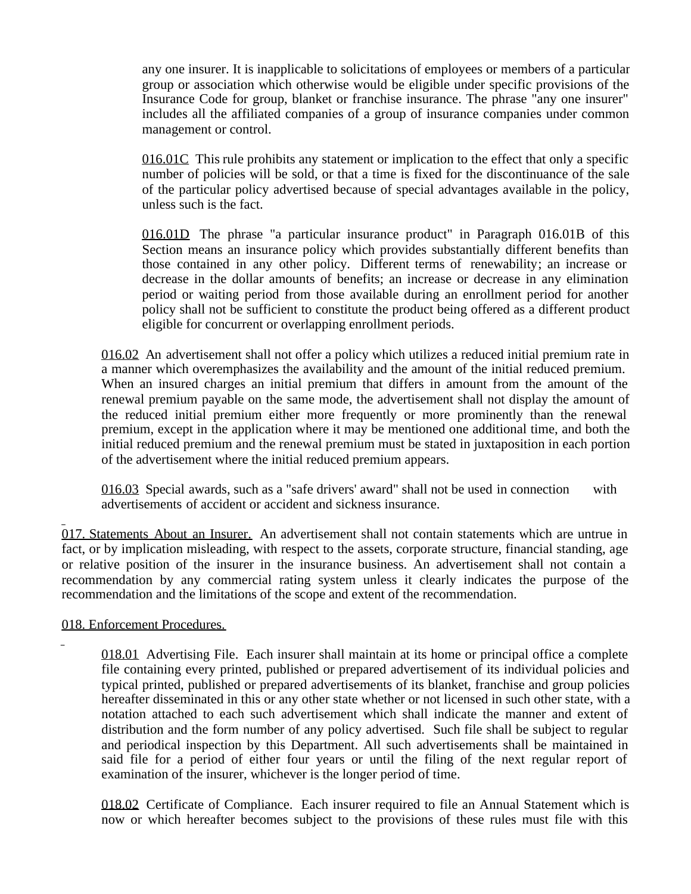any one insurer. It is inapplicable to solicitations of employees or members of a particular group or association which otherwise would be eligible under specific provisions of the Insurance Code for group, blanket or franchise insurance. The phrase "any one insurer" includes all the affiliated companies of a group of insurance companies under common management or control.

016.01C This rule prohibits any statement or implication to the effect that only a specific number of policies will be sold, or that a time is fixed for the discontinuance of the sale of the particular policy advertised because of special advantages available in the policy, unless such is the fact.

016.01D The phrase "a particular insurance product" in Paragraph 016.01B of this Section means an insurance policy which provides substantially different benefits than those contained in any other policy. Different terms of renewability; an increase or decrease in the dollar amounts of benefits; an increase or decrease in any elimination period or waiting period from those available during an enrollment period for another policy shall not be sufficient to constitute the product being offered as a different product eligible for concurrent or overlapping enrollment periods.

016.02 An advertisement shall not offer a policy which utilizes a reduced initial premium rate in a manner which overemphasizes the availability and the amount of the initial reduced premium. When an insured charges an initial premium that differs in amount from the amount of the renewal premium payable on the same mode, the advertisement shall not display the amount of the reduced initial premium either more frequently or more prominently than the renewal premium, except in the application where it may be mentioned one additional time, and both the initial reduced premium and the renewal premium must be stated in juxtaposition in each portion of the advertisement where the initial reduced premium appears.

016.03 Special awards, such as a "safe drivers' award" shall not be used in connection with advertisements of accident or accident and sickness insurance.

017. Statements About an Insurer. An advertisement shall not contain statements which are untrue in fact, or by implication misleading, with respect to the assets, corporate structure, financial standing, age or relative position of the insurer in the insurance business. An advertisement shall not contain a recommendation by any commercial rating system unless it clearly indicates the purpose of the recommendation and the limitations of the scope and extent of the recommendation.

018. Enforcement Procedures.

018.01 Advertising File. Each insurer shall maintain at its home or principal office a complete file containing every printed, published or prepared advertisement of its individual policies and typical printed, published or prepared advertisements of its blanket, franchise and group policies hereafter disseminated in this or any other state whether or not licensed in such other state, with a notation attached to each such advertisement which shall indicate the manner and extent of distribution and the form number of any policy advertised. Such file shall be subject to regular and periodical inspection by this Department. All such advertisements shall be maintained in said file for a period of either four years or until the filing of the next regular report of examination of the insurer, whichever is the longer period of time.

018.02 Certificate of Compliance. Each insurer required to file an Annual Statement which is now or which hereafter becomes subject to the provisions of these rules must file with this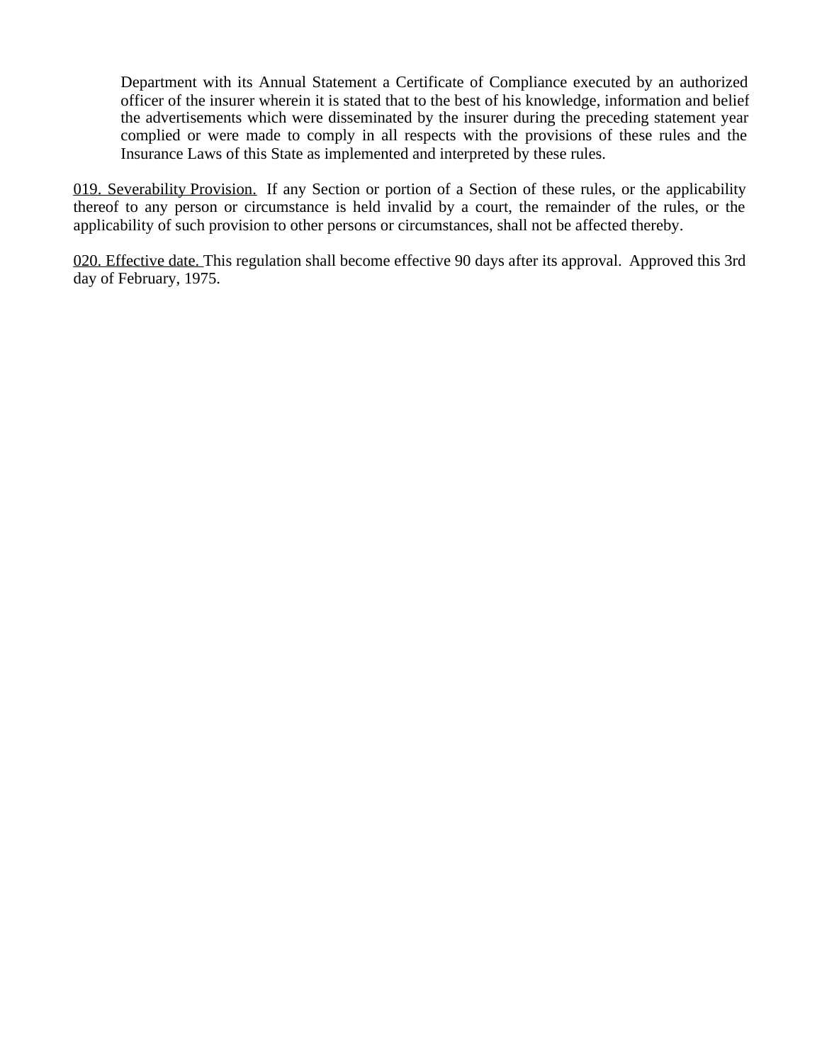Department with its Annual Statement a Certificate of Compliance executed by an authorized officer of the insurer wherein it is stated that to the best of his knowledge, information and belief the advertisements which were disseminated by the insurer during the preceding statement year complied or were made to comply in all respects with the provisions of these rules and the Insurance Laws of this State as implemented and interpreted by these rules.

<u>019. Severability Provision.</u> If any Section or portion of a Section of these rules, or the applicability thereof to any person or circumstance is held invalid by a court, the remainder of the rules, or the applicability of such provision to other persons or circumstances, shall not be affected thereby.

<u>020. Effective date.</u> This regulation shall become effective 90 days after its approval. Approved this 3rd day of February, 1975.